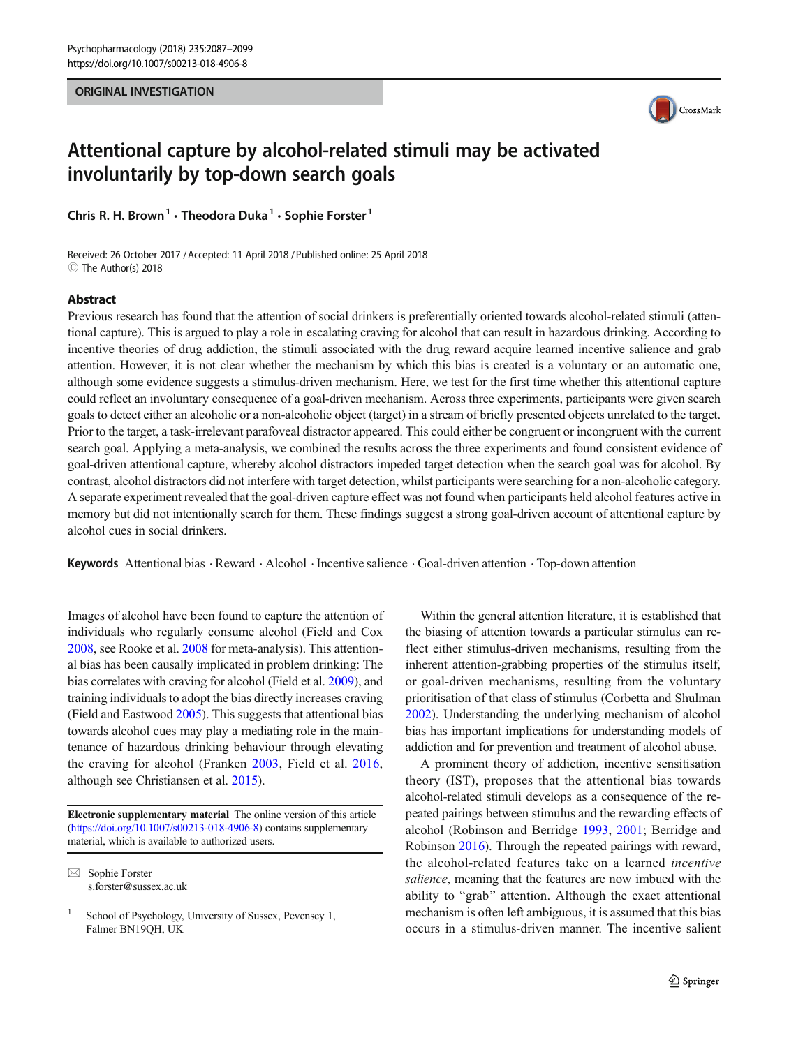ORIGINAL INVESTIGATION

# Attentional capture by alcohol-related stimuli may be activated involuntarily by top-down search goals

Chris R. H. Brown[1] · Theodora Duka[1] · Sophie Forster[1]

Received: 26 October 2017 / Accepted: 11 April 2018 / Published online: 25 April 2018
© The Author(s) 2018

## Abstract

Previous research has found that the attention of social drinkers is preferentially oriented towards alcohol-related stimuli (attentional capture). This is argued to play a role in escalating craving for alcohol that can result in hazardous drinking. According to incentive theories of drug addiction, the stimuli associated with the drug reward acquire learned incentive salience and grab attention. However, it is not clear whether the mechanism by which this bias is created is a voluntary or an automatic one, although some evidence suggests a stimulus-driven mechanism. Here, we test for the first time whether this attentional capture could reflect an involuntary consequence of a goal-driven mechanism. Across three experiments, participants were given search goals to detect either an alcoholic or a non-alcoholic object (target) in a stream of briefly presented objects unrelated to the target. Prior to the target, a task-irrelevant parafoveal distractor appeared. This could either be congruent or incongruent with the current search goal. Applying a meta-analysis, we combined the results across the three experiments and found consistent evidence of goal-driven attentional capture, whereby alcohol distractors impeded target detection when the search goal was for alcohol. By contrast, alcohol distractors did not interfere with target detection, whilst participants were searching for a non-alcoholic category. A separate experiment revealed that the goal-driven capture effect was not found when participants held alcohol features active in memory but did not intentionally search for them. These findings suggest a strong goal-driven account of attentional capture by alcohol cues in social drinkers.

**Keywords** Attentional bias · Reward · Alcohol · Incentive salience · Goal-driven attention · Top-down attention

Images of alcohol have been found to capture the attention of individuals who regularly consume alcohol (Field and Cox 2008, see Rooke et al. 2008 for meta-analysis). This attentional bias has been causally implicated in problem drinking: The bias correlates with craving for alcohol (Field et al. 2009), and training individuals to adopt the bias directly increases craving (Field and Eastwood 2005). This suggests that attentional bias towards alcohol cues may play a mediating role in the maintenance of hazardous drinking behaviour through elevating the craving for alcohol (Franken 2003, Field et al. 2016, although see Christiansen et al. 2015).

Within the general attention literature, it is established that the biasing of attention towards a particular stimulus can reflect either stimulus-driven mechanisms, resulting from the inherent attention-grabbing properties of the stimulus itself, or goal-driven mechanisms, resulting from the voluntary prioritisation of that class of stimulus (Corbetta and Shulman 2002). Understanding the underlying mechanism of alcohol bias has important implications for understanding models of addiction and for prevention and treatment of alcohol abuse.

A prominent theory of addiction, incentive sensitisation theory (IST), proposes that the attentional bias towards alcohol-related stimuli develops as a consequence of the repeated pairings between stimulus and the rewarding effects of alcohol (Robinson and Berridge 1993, 2001; Berridge and Robinson 2016). Through the repeated pairings with reward, the alcohol-related features take on a learned *incentive salience*, meaning that the features are now imbued with the ability to "grab" attention. Although the exact attentional mechanism is often left ambiguous, it is assumed that this bias occurs in a stimulus-driven manner. The incentive salient

**Electronic supplementary material** The online version of this article (https://doi.org/10.1007/s00213-018-4906-8) contains supplementary material, which is available to authorized users.

✉ Sophie Forster
s.forster@sussex.ac.uk

[1] School of Psychology, University of Sussex, Pevensey 1, Falmer BN19QH, UK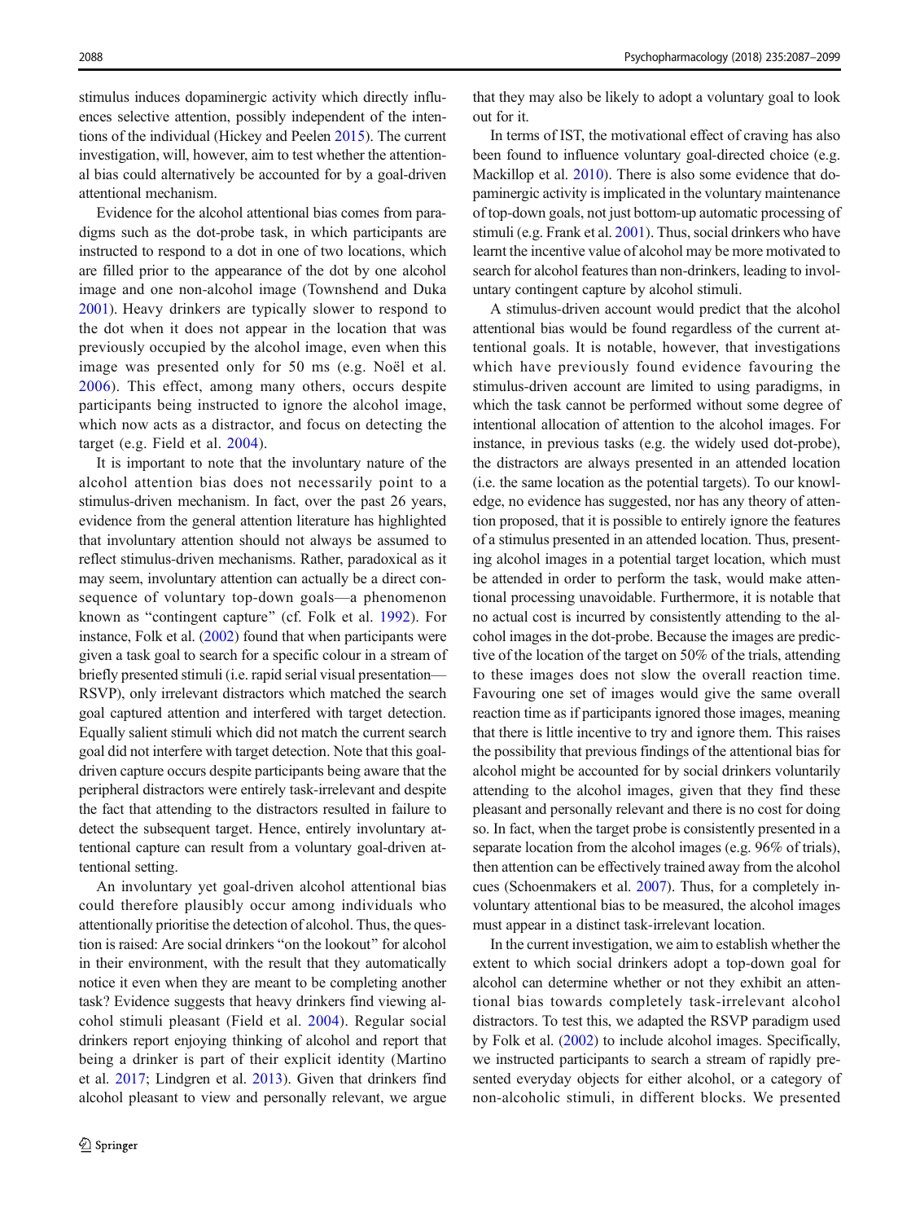stimulus induces dopaminergic activity which directly influences selective attention, possibly independent of the intentions of the individual (Hickey and Peelen 2015). The current investigation, will, however, aim to test whether the attentional bias could alternatively be accounted for by a goal-driven attentional mechanism.

Evidence for the alcohol attentional bias comes from paradigms such as the dot-probe task, in which participants are instructed to respond to a dot in one of two locations, which are filled prior to the appearance of the dot by one alcohol image and one non-alcohol image (Townshend and Duka 2001). Heavy drinkers are typically slower to respond to the dot when it does not appear in the location that was previously occupied by the alcohol image, even when this image was presented only for 50 ms (e.g. Noël et al. 2006). This effect, among many others, occurs despite participants being instructed to ignore the alcohol image, which now acts as a distractor, and focus on detecting the target (e.g. Field et al. 2004).

It is important to note that the involuntary nature of the alcohol attention bias does not necessarily point to a stimulus-driven mechanism. In fact, over the past 26 years, evidence from the general attention literature has highlighted that involuntary attention should not always be assumed to reflect stimulus-driven mechanisms. Rather, paradoxical as it may seem, involuntary attention can actually be a direct consequence of voluntary top-down goals—a phenomenon known as "contingent capture" (cf. Folk et al. 1992). For instance, Folk et al. (2002) found that when participants were given a task goal to search for a specific colour in a stream of briefly presented stimuli (i.e. rapid serial visual presentation—RSVP), only irrelevant distractors which matched the search goal captured attention and interfered with target detection. Equally salient stimuli which did not match the current search goal did not interfere with target detection. Note that this goal-driven capture occurs despite participants being aware that the peripheral distractors were entirely task-irrelevant and despite the fact that attending to the distractors resulted in failure to detect the subsequent target. Hence, entirely involuntary attentional capture can result from a voluntary goal-driven attentional setting.

An involuntary yet goal-driven alcohol attentional bias could therefore plausibly occur among individuals who attentionally prioritise the detection of alcohol. Thus, the question is raised: Are social drinkers "on the lookout" for alcohol in their environment, with the result that they automatically notice it even when they are meant to be completing another task? Evidence suggests that heavy drinkers find viewing alcohol stimuli pleasant (Field et al. 2004). Regular social drinkers report enjoying thinking of alcohol and report that being a drinker is part of their explicit identity (Martino et al. 2017; Lindgren et al. 2013). Given that drinkers find alcohol pleasant to view and personally relevant, we argue that they may also be likely to adopt a voluntary goal to look out for it.

In terms of IST, the motivational effect of craving has also been found to influence voluntary goal-directed choice (e.g. Mackillop et al. 2010). There is also some evidence that dopaminergic activity is implicated in the voluntary maintenance of top-down goals, not just bottom-up automatic processing of stimuli (e.g. Frank et al. 2001). Thus, social drinkers who have learnt the incentive value of alcohol may be more motivated to search for alcohol features than non-drinkers, leading to involuntary contingent capture by alcohol stimuli.

A stimulus-driven account would predict that the alcohol attentional bias would be found regardless of the current attentional goals. It is notable, however, that investigations which have previously found evidence favouring the stimulus-driven account are limited to using paradigms, in which the task cannot be performed without some degree of intentional allocation of attention to the alcohol images. For instance, in previous tasks (e.g. the widely used dot-probe), the distractors are always presented in an attended location (i.e. the same location as the potential targets). To our knowledge, no evidence has suggested, nor has any theory of attention proposed, that it is possible to entirely ignore the features of a stimulus presented in an attended location. Thus, presenting alcohol images in a potential target location, which must be attended in order to perform the task, would make attentional processing unavoidable. Furthermore, it is notable that no actual cost is incurred by consistently attending to the alcohol images in the dot-probe. Because the images are predictive of the location of the target on 50% of the trials, attending to these images does not slow the overall reaction time. Favouring one set of images would give the same overall reaction time as if participants ignored those images, meaning that there is little incentive to try and ignore them. This raises the possibility that previous findings of the attentional bias for alcohol might be accounted for by social drinkers voluntarily attending to the alcohol images, given that they find these pleasant and personally relevant and there is no cost for doing so. In fact, when the target probe is consistently presented in a separate location from the alcohol images (e.g. 96% of trials), then attention can be effectively trained away from the alcohol cues (Schoenmakers et al. 2007). Thus, for a completely involuntary attentional bias to be measured, the alcohol images must appear in a distinct task-irrelevant location.

In the current investigation, we aim to establish whether the extent to which social drinkers adopt a top-down goal for alcohol can determine whether or not they exhibit an attentional bias towards completely task-irrelevant alcohol distractors. To test this, we adapted the RSVP paradigm used by Folk et al. (2002) to include alcohol images. Specifically, we instructed participants to search a stream of rapidly presented everyday objects for either alcohol, or a category of non-alcoholic stimuli, in different blocks. We presented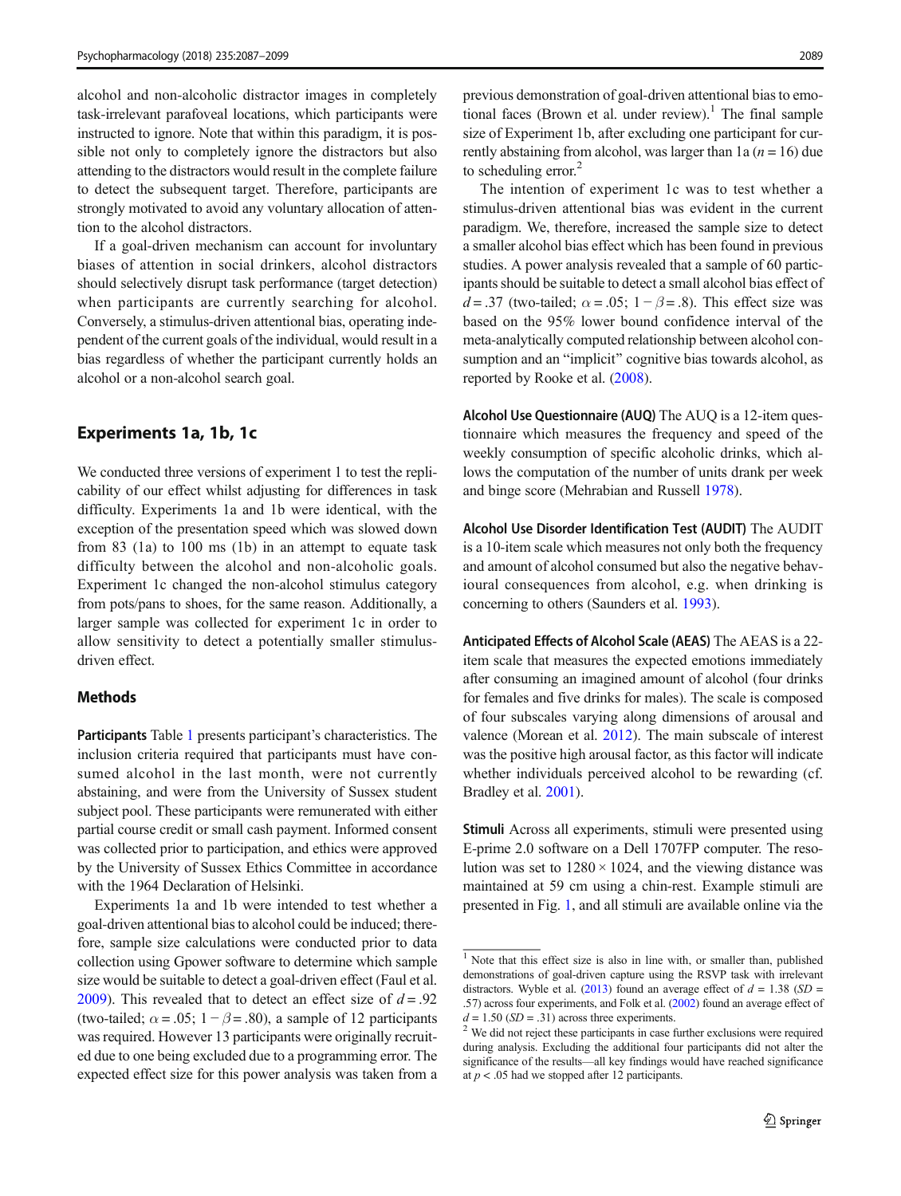alcohol and non-alcoholic distractor images in completely task-irrelevant parafoveal locations, which participants were instructed to ignore. Note that within this paradigm, it is possible not only to completely ignore the distractors but also attending to the distractors would result in the complete failure to detect the subsequent target. Therefore, participants are strongly motivated to avoid any voluntary allocation of attention to the alcohol distractors.

If a goal-driven mechanism can account for involuntary biases of attention in social drinkers, alcohol distractors should selectively disrupt task performance (target detection) when participants are currently searching for alcohol. Conversely, a stimulus-driven attentional bias, operating independent of the current goals of the individual, would result in a bias regardless of whether the participant currently holds an alcohol or a non-alcohol search goal.

## Experiments 1a, 1b, 1c

We conducted three versions of experiment 1 to test the replicability of our effect whilst adjusting for differences in task difficulty. Experiments 1a and 1b were identical, with the exception of the presentation speed which was slowed down from 83 (1a) to 100 ms (1b) in an attempt to equate task difficulty between the alcohol and non-alcoholic goals. Experiment 1c changed the non-alcohol stimulus category from pots/pans to shoes, for the same reason. Additionally, a larger sample was collected for experiment 1c in order to allow sensitivity to detect a potentially smaller stimulus-driven effect.

### Methods

**Participants** Table 1 presents participant's characteristics. The inclusion criteria required that participants must have consumed alcohol in the last month, were not currently abstaining, and were from the University of Sussex student subject pool. These participants were remunerated with either partial course credit or small cash payment. Informed consent was collected prior to participation, and ethics were approved by the University of Sussex Ethics Committee in accordance with the 1964 Declaration of Helsinki.

Experiments 1a and 1b were intended to test whether a goal-driven attentional bias to alcohol could be induced; therefore, sample size calculations were conducted prior to data collection using Gpower software to determine which sample size would be suitable to detect a goal-driven effect (Faul et al. 2009). This revealed that to detect an effect size of $d = .92$ (two-tailed; $\alpha = .05$; $1 - \beta = .80$), a sample of 12 participants was required. However 13 participants were originally recruited due to one being excluded due to a programming error. The expected effect size for this power analysis was taken from a previous demonstration of goal-driven attentional bias to emotional faces (Brown et al. under review).[1] The final sample size of Experiment 1b, after excluding one participant for currently abstaining from alcohol, was larger than 1a ($n = 16$) due to scheduling error.[2]

The intention of experiment 1c was to test whether a stimulus-driven attentional bias was evident in the current paradigm. We, therefore, increased the sample size to detect a smaller alcohol bias effect which has been found in previous studies. A power analysis revealed that a sample of 60 participants should be suitable to detect a small alcohol bias effect of $d = .37$ (two-tailed; $\alpha = .05$; $1 - \beta = .8$). This effect size was based on the 95% lower bound confidence interval of the meta-analytically computed relationship between alcohol consumption and an "implicit" cognitive bias towards alcohol, as reported by Rooke et al. (2008).

**Alcohol Use Questionnaire (AUQ)** The AUQ is a 12-item questionnaire which measures the frequency and speed of the weekly consumption of specific alcoholic drinks, which allows the computation of the number of units drank per week and binge score (Mehrabian and Russell 1978).

**Alcohol Use Disorder Identification Test (AUDIT)** The AUDIT is a 10-item scale which measures not only both the frequency and amount of alcohol consumed but also the negative behavioural consequences from alcohol, e.g. when drinking is concerning to others (Saunders et al. 1993).

**Anticipated Effects of Alcohol Scale (AEAS)** The AEAS is a 22-item scale that measures the expected emotions immediately after consuming an imagined amount of alcohol (four drinks for females and five drinks for males). The scale is composed of four subscales varying along dimensions of arousal and valence (Morean et al. 2012). The main subscale of interest was the positive high arousal factor, as this factor will indicate whether individuals perceived alcohol to be rewarding (cf. Bradley et al. 2001).

**Stimuli** Across all experiments, stimuli were presented using E-prime 2.0 software on a Dell 1707FP computer. The resolution was set to 1280 × 1024, and the viewing distance was maintained at 59 cm using a chin-rest. Example stimuli are presented in Fig. 1, and all stimuli are available online via the

---

[1] Note that this effect size is also in line with, or smaller than, published demonstrations of goal-driven capture using the RSVP task with irrelevant distractors. Wyble et al. (2013) found an average effect of $d = 1.38$ ($SD = .57$) across four experiments, and Folk et al. (2002) found an average effect of $d = 1.50$ ($SD = .31$) across three experiments.

[2] We did not reject these participants in case further exclusions were required during analysis. Excluding the additional four participants did not alter the significance of the results—all key findings would have reached significance at $p < .05$ had we stopped after 12 participants.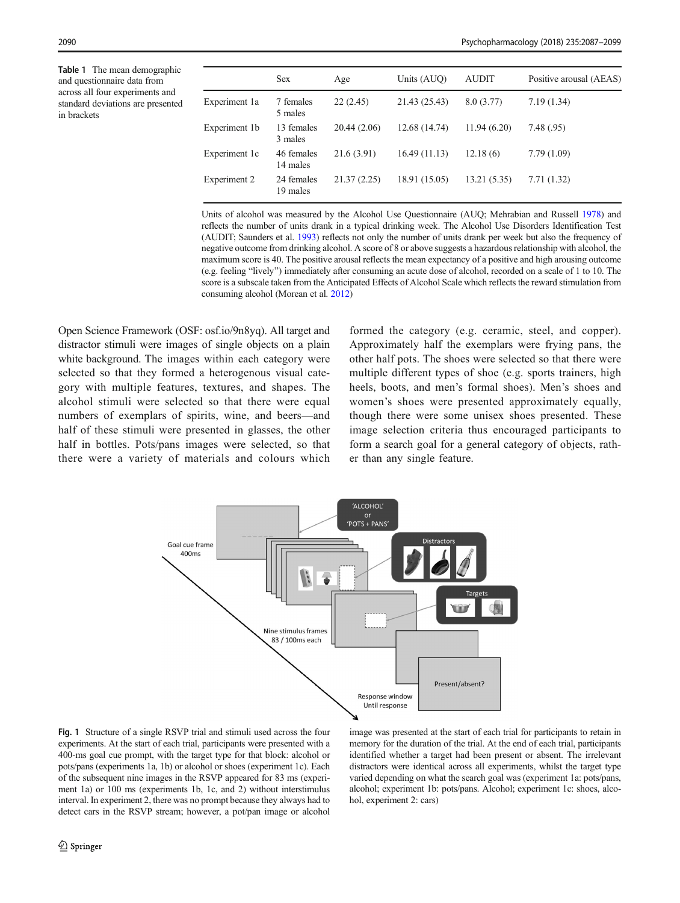**Table 1** The mean demographic and questionnaire data from across all four experiments and standard deviations are presented in brackets

| | Sex | Age | Units (AUQ) | AUDIT | Positive arousal (AEAS) |
|---|---|---|---|---|---|
| Experiment 1a | 7 females 5 males | 22 (2.45) | 21.43 (25.43) | 8.0 (3.77) | 7.19 (1.34) |
| Experiment 1b | 13 females 3 males | 20.44 (2.06) | 12.68 (14.74) | 11.94 (6.20) | 7.48 (.95) |
| Experiment 1c | 46 females 14 males | 21.6 (3.91) | 16.49 (11.13) | 12.18 (6) | 7.79 (1.09) |
| Experiment 2 | 24 females 19 males | 21.37 (2.25) | 18.91 (15.05) | 13.21 (5.35) | 7.71 (1.32) |

Units of alcohol was measured by the Alcohol Use Questionnaire (AUQ; Mehrabian and Russell 1978) and reflects the number of units drank in a typical drinking week. The Alcohol Use Disorders Identification Test (AUDIT; Saunders et al. 1993) reflects not only the number of units drank per week but also the frequency of negative outcome from drinking alcohol. A score of 8 or above suggests a hazardous relationship with alcohol, the maximum score is 40. The positive arousal reflects the mean expectancy of a positive and high arousing outcome (e.g. feeling "lively") immediately after consuming an acute dose of alcohol, recorded on a scale of 1 to 10. The score is a subscale taken from the Anticipated Effects of Alcohol Scale which reflects the reward stimulation from consuming alcohol (Morean et al. 2012)

Open Science Framework (OSF: osf.io/9n8yq). All target and distractor stimuli were images of single objects on a plain white background. The images within each category were selected so that they formed a heterogenous visual category with multiple features, textures, and shapes. The alcohol stimuli were selected so that there were equal numbers of exemplars of spirits, wine, and beers—and half of these stimuli were presented in glasses, the other half in bottles. Pots/pans images were selected, so that there were a variety of materials and colours which formed the category (e.g. ceramic, steel, and copper). Approximately half the exemplars were frying pans, the other half pots. The shoes were selected so that there were multiple different types of shoe (e.g. sports trainers, high heels, boots, and men's formal shoes). Men's shoes and women's shoes were presented approximately equally, though there were some unisex shoes presented. These image selection criteria thus encouraged participants to form a search goal for a general category of objects, rather than any single feature.

**Fig. 1** Structure of a single RSVP trial and stimuli used across the four experiments. At the start of each trial, participants were presented with a 400-ms goal cue prompt, with the target type for that block: alcohol or pots/pans (experiments 1a, 1b) or alcohol or shoes (experiment 1c). Each of the subsequent nine images in the RSVP appeared for 83 ms (experiment 1a) or 100 ms (experiments 1b, 1c, and 2) without interstimulus interval. In experiment 2, there was no prompt because they always had to detect cars in the RSVP stream; however, a pot/pan image or alcohol image was presented at the start of each trial for participants to retain in memory for the duration of the trial. At the end of each trial, participants identified whether a target had been present or absent. The irrelevant distractors were identical across all experiments, whilst the target type varied depending on what the search goal was (experiment 1a: pots/pans, alcohol; experiment 1b: pots/pans. Alcohol; experiment 1c: shoes, alcohol, experiment 2: cars)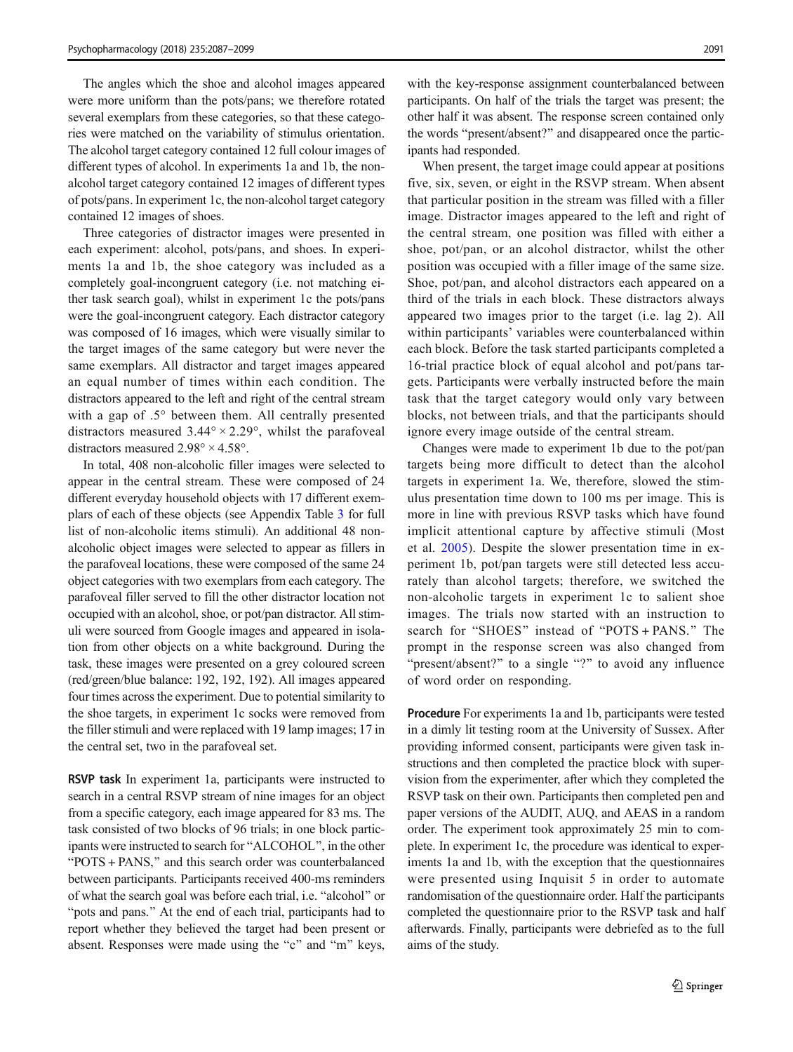The angles which the shoe and alcohol images appeared were more uniform than the pots/pans; we therefore rotated several exemplars from these categories, so that these categories were matched on the variability of stimulus orientation. The alcohol target category contained 12 full colour images of different types of alcohol. In experiments 1a and 1b, the non-alcohol target category contained 12 images of different types of pots/pans. In experiment 1c, the non-alcohol target category contained 12 images of shoes.

Three categories of distractor images were presented in each experiment: alcohol, pots/pans, and shoes. In experiments 1a and 1b, the shoe category was included as a completely goal-incongruent category (i.e. not matching either task search goal), whilst in experiment 1c the pots/pans were the goal-incongruent category. Each distractor category was composed of 16 images, which were visually similar to the target images of the same category but were never the same exemplars. All distractor and target images appeared an equal number of times within each condition. The distractors appeared to the left and right of the central stream with a gap of .5° between them. All centrally presented distractors measured 3.44° × 2.29°, whilst the parafoveal distractors measured 2.98° × 4.58°.

In total, 408 non-alcoholic filler images were selected to appear in the central stream. These were composed of 24 different everyday household objects with 17 different exemplars of each of these objects (see Appendix Table 3 for full list of non-alcoholic items stimuli). An additional 48 non-alcoholic object images were selected to appear as fillers in the parafoveal locations, these were composed of the same 24 object categories with two exemplars from each category. The parafoveal filler served to fill the other distractor location not occupied with an alcohol, shoe, or pot/pan distractor. All stimuli were sourced from Google images and appeared in isolation from other objects on a white background. During the task, these images were presented on a grey coloured screen (red/green/blue balance: 192, 192, 192). All images appeared four times across the experiment. Due to potential similarity to the shoe targets, in experiment 1c socks were removed from the filler stimuli and were replaced with 19 lamp images; 17 in the central set, two in the parafoveal set.

**RSVP task** In experiment 1a, participants were instructed to search in a central RSVP stream of nine images for an object from a specific category, each image appeared for 83 ms. The task consisted of two blocks of 96 trials; in one block participants were instructed to search for "ALCOHOL", in the other "POTS + PANS," and this search order was counterbalanced between participants. Participants received 400-ms reminders of what the search goal was before each trial, i.e. "alcohol" or "pots and pans." At the end of each trial, participants had to report whether they believed the target had been present or absent. Responses were made using the "c" and "m" keys, with the key-response assignment counterbalanced between participants. On half of the trials the target was present; the other half it was absent. The response screen contained only the words "present/absent?" and disappeared once the participants had responded.

When present, the target image could appear at positions five, six, seven, or eight in the RSVP stream. When absent that particular position in the stream was filled with a filler image. Distractor images appeared to the left and right of the central stream, one position was filled with either a shoe, pot/pan, or an alcohol distractor, whilst the other position was occupied with a filler image of the same size. Shoe, pot/pan, and alcohol distractors each appeared on a third of the trials in each block. These distractors always appeared two images prior to the target (i.e. lag 2). All within participants' variables were counterbalanced within each block. Before the task started participants completed a 16-trial practice block of equal alcohol and pot/pans targets. Participants were verbally instructed before the main task that the target category would only vary between blocks, not between trials, and that the participants should ignore every image outside of the central stream.

Changes were made to experiment 1b due to the pot/pan targets being more difficult to detect than the alcohol targets in experiment 1a. We, therefore, slowed the stimulus presentation time down to 100 ms per image. This is more in line with previous RSVP tasks which have found implicit attentional capture by affective stimuli (Most et al. 2005). Despite the slower presentation time in experiment 1b, pot/pan targets were still detected less accurately than alcohol targets; therefore, we switched the non-alcoholic targets in experiment 1c to salient shoe images. The trials now started with an instruction to search for "SHOES" instead of "POTS + PANS." The prompt in the response screen was also changed from "present/absent?" to a single "?" to avoid any influence of word order on responding.

**Procedure** For experiments 1a and 1b, participants were tested in a dimly lit testing room at the University of Sussex. After providing informed consent, participants were given task instructions and then completed the practice block with supervision from the experimenter, after which they completed the RSVP task on their own. Participants then completed pen and paper versions of the AUDIT, AUQ, and AEAS in a random order. The experiment took approximately 25 min to complete. In experiment 1c, the procedure was identical to experiments 1a and 1b, with the exception that the questionnaires were presented using Inquisit 5 in order to automate randomisation of the questionnaire order. Half the participants completed the questionnaire prior to the RSVP task and half afterwards. Finally, participants were debriefed as to the full aims of the study.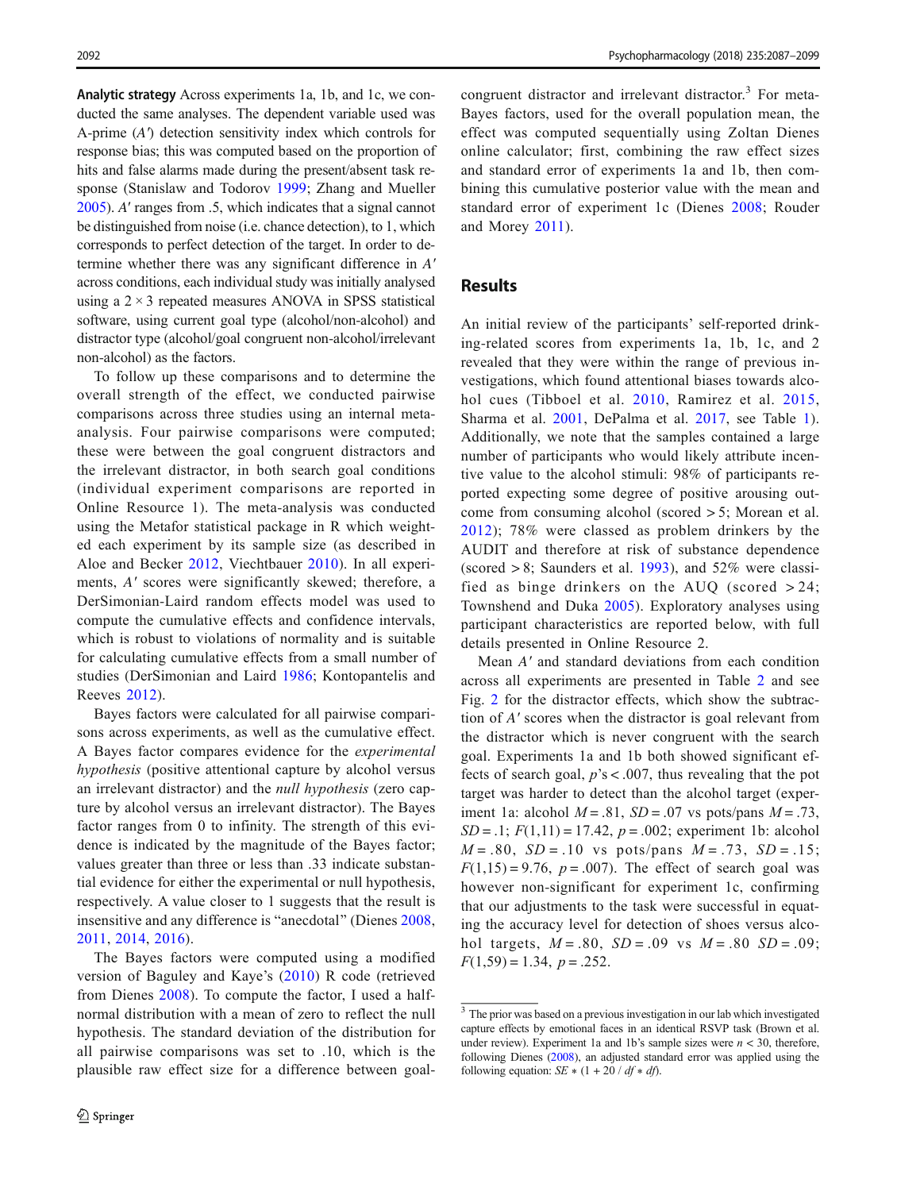**Analytic strategy** Across experiments 1a, 1b, and 1c, we conducted the same analyses. The dependent variable used was A-prime ($A'$) detection sensitivity index which controls for response bias; this was computed based on the proportion of hits and false alarms made during the present/absent task response (Stanislaw and Todorov 1999; Zhang and Mueller 2005). $A'$ ranges from .5, which indicates that a signal cannot be distinguished from noise (i.e. chance detection), to 1, which corresponds to perfect detection of the target. In order to determine whether there was any significant difference in $A'$ across conditions, each individual study was initially analysed using a $2 \times 3$ repeated measures ANOVA in SPSS statistical software, using current goal type (alcohol/non-alcohol) and distractor type (alcohol/goal congruent non-alcohol/irrelevant non-alcohol) as the factors.

To follow up these comparisons and to determine the overall strength of the effect, we conducted pairwise comparisons across three studies using an internal meta-analysis. Four pairwise comparisons were computed; these were between the goal congruent distractors and the irrelevant distractor, in both search goal conditions (individual experiment comparisons are reported in Online Resource 1). The meta-analysis was conducted using the Metafor statistical package in R which weighted each experiment by its sample size (as described in Aloe and Becker 2012, Viechtbauer 2010). In all experiments, $A'$ scores were significantly skewed; therefore, a DerSimonian-Laird random effects model was used to compute the cumulative effects and confidence intervals, which is robust to violations of normality and is suitable for calculating cumulative effects from a small number of studies (DerSimonian and Laird 1986; Kontopantelis and Reeves 2012).

Bayes factors were calculated for all pairwise comparisons across experiments, as well as the cumulative effect. A Bayes factor compares evidence for the *experimental hypothesis* (positive attentional capture by alcohol versus an irrelevant distractor) and the *null hypothesis* (zero capture by alcohol versus an irrelevant distractor). The Bayes factor ranges from 0 to infinity. The strength of this evidence is indicated by the magnitude of the Bayes factor; values greater than three or less than .33 indicate substantial evidence for either the experimental or null hypothesis, respectively. A value closer to 1 suggests that the result is insensitive and any difference is "anecdotal" (Dienes 2008, 2011, 2014, 2016).

The Bayes factors were computed using a modified version of Baguley and Kaye's (2010) R code (retrieved from Dienes 2008). To compute the factor, I used a half-normal distribution with a mean of zero to reflect the null hypothesis. The standard deviation of the distribution for all pairwise comparisons was set to .10, which is the plausible raw effect size for a difference between goal-congruent distractor and irrelevant distractor.[3] For meta-Bayes factors, used for the overall population mean, the effect was computed sequentially using Zoltan Dienes online calculator; first, combining the raw effect sizes and standard error of experiments 1a and 1b, then combining this cumulative posterior value with the mean and standard error of experiment 1c (Dienes 2008; Rouder and Morey 2011).

## Results

An initial review of the participants' self-reported drinking-related scores from experiments 1a, 1b, 1c, and 2 revealed that they were within the range of previous investigations, which found attentional biases towards alcohol cues (Tibboel et al. 2010, Ramirez et al. 2015, Sharma et al. 2001, DePalma et al. 2017, see Table 1). Additionally, we note that the samples contained a large number of participants who would likely attribute incentive value to the alcohol stimuli: 98% of participants reported expecting some degree of positive arousing outcome from consuming alcohol (scored > 5; Morean et al. 2012); 78% were classed as problem drinkers by the AUDIT and therefore at risk of substance dependence (scored > 8; Saunders et al. 1993), and 52% were classified as binge drinkers on the AUQ (scored > 24; Townshend and Duka 2005). Exploratory analyses using participant characteristics are reported below, with full details presented in Online Resource 2.

Mean $A'$ and standard deviations from each condition across all experiments are presented in Table 2 and see Fig. 2 for the distractor effects, which show the subtraction of $A'$ scores when the distractor is goal relevant from the distractor which is never congruent with the search goal. Experiments 1a and 1b both showed significant effects of search goal, $p$'s < .007, thus revealing that the pot target was harder to detect than the alcohol target (experiment 1a: alcohol $M = .81$, $SD = .07$ vs pots/pans $M = .73$, $SD = .1$; $F(1,11) = 17.42$, $p = .002$; experiment 1b: alcohol $M = .80$, $SD = .10$ vs pots/pans $M = .73$, $SD = .15$; $F(1,15) = 9.76$, $p = .007$). The effect of search goal was however non-significant for experiment 1c, confirming that our adjustments to the task were successful in equating the accuracy level for detection of shoes versus alcohol targets, $M = .80$, $SD = .09$ vs $M = .80$ $SD = .09$; $F(1,59) = 1.34$, $p = .252$.

[3] The prior was based on a previous investigation in our lab which investigated capture effects by emotional faces in an identical RSVP task (Brown et al. under review). Experiment 1a and 1b's sample sizes were $n < 30$, therefore, following Dienes (2008), an adjusted standard error was applied using the following equation: $SE * (1 + 20 / df * df)$.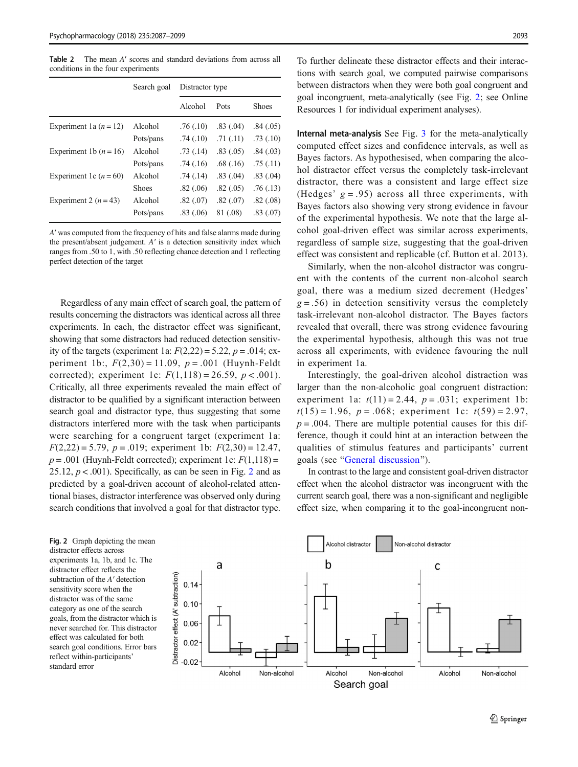**Table 2** The mean $A'$ scores and standard deviations from across all conditions in the four experiments

| | Search goal | Distractor type | | |
|---|---|---|---|---|
| | | Alcohol | Pots | Shoes |
| Experiment 1a ($n = 12$) | Alcohol | .76 (.10) | .83 (.04) | .84 (.05) |
| | Pots/pans | .74 (.10) | .71 (.11) | .73 (.10) |
| Experiment 1b ($n = 16$) | Alcohol | .73 (.14) | .83 (.05) | .84 (.03) |
| | Pots/pans | .74 (.16) | .68 (.16) | .75 (.11) |
| Experiment 1c ($n = 60$) | Alcohol | .74 (.14) | .83 (.04) | .83 (.04) |
| | Shoes | .82 (.06) | .82 (.05) | .76 (.13) |
| Experiment 2 ($n = 43$) | Alcohol | .82 (.07) | .82 (.07) | .82 (.08) |
| | Pots/pans | .83 (.06) | 81 (.08) | .83 (.07) |

$A'$ was computed from the frequency of hits and false alarms made during the present/absent judgement. $A'$ is a detection sensitivity index which ranges from .50 to 1, with .50 reflecting chance detection and 1 reflecting perfect detection of the target

Regardless of any main effect of search goal, the pattern of results concerning the distractors was identical across all three experiments. In each, the distractor effect was significant, showing that some distractors had reduced detection sensitivity of the targets (experiment 1a: $F(2,22) = 5.22$, $p = .014$; experiment 1b:, $F(2,30) = 11.09$, $p = .001$ (Huynh-Feldt corrected); experiment 1c: $F(1,118) = 26.59$, $p < .001$). Critically, all three experiments revealed the main effect of distractor to be qualified by a significant interaction between search goal and distractor type, thus suggesting that some distractors interfered more with the task when participants were searching for a congruent target (experiment 1a: $F(2,22) = 5.79$, $p = .019$; experiment 1b: $F(2,30) = 12.47$, $p = .001$ (Huynh-Feldt corrected); experiment 1c: $F(1,118) = 25.12$, $p < .001$). Specifically, as can be seen in Fig. 2 and as predicted by a goal-driven account of alcohol-related attentional biases, distractor interference was observed only during search conditions that involved a goal for that distractor type.

To further delineate these distractor effects and their interactions with search goal, we computed pairwise comparisons between distractors when they were both goal congruent and goal incongruent, meta-analytically (see Fig. 2; see Online Resources 1 for individual experiment analyses).

**Internal meta-analysis** See Fig. 3 for the meta-analytically computed effect sizes and confidence intervals, as well as Bayes factors. As hypothesised, when comparing the alcohol distractor effect versus the completely task-irrelevant distractor, there was a consistent and large effect size (Hedges' $g = .95$) across all three experiments, with Bayes factors also showing very strong evidence in favour of the experimental hypothesis. We note that the large alcohol goal-driven effect was similar across experiments, regardless of sample size, suggesting that the goal-driven effect was consistent and replicable (cf. Button et al. 2013).

Similarly, when the non-alcohol distractor was congruent with the contents of the current non-alcohol search goal, there was a medium sized decrement (Hedges' $g = .56$) in detection sensitivity versus the completely task-irrelevant non-alcohol distractor. The Bayes factors revealed that overall, there was strong evidence favouring the experimental hypothesis, although this was not true across all experiments, with evidence favouring the null in experiment 1a.

Interestingly, the goal-driven alcohol distraction was larger than the non-alcoholic goal congruent distraction: experiment 1a: $t(11) = 2.44$, $p = .031$; experiment 1b: $t(15) = 1.96$, $p = .068$; experiment 1c: $t(59) = 2.97$, $p = .004$. There are multiple potential causes for this difference, though it could hint at an interaction between the qualities of stimulus features and participants' current goals (see "General discussion").

In contrast to the large and consistent goal-driven distractor effect when the alcohol distractor was incongruent with the current search goal, there was a non-significant and negligible effect size, when comparing it to the goal-incongruent non-

**Fig. 2** Graph depicting the mean distractor effects across experiments 1a, 1b, and 1c. The distractor effect reflects the subtraction of the $A'$ detection sensitivity score when the distractor was of the same category as one of the search goals, from the distractor which is never searched for. This distractor effect was calculated for both search goal conditions. Error bars reflect within-participants' standard error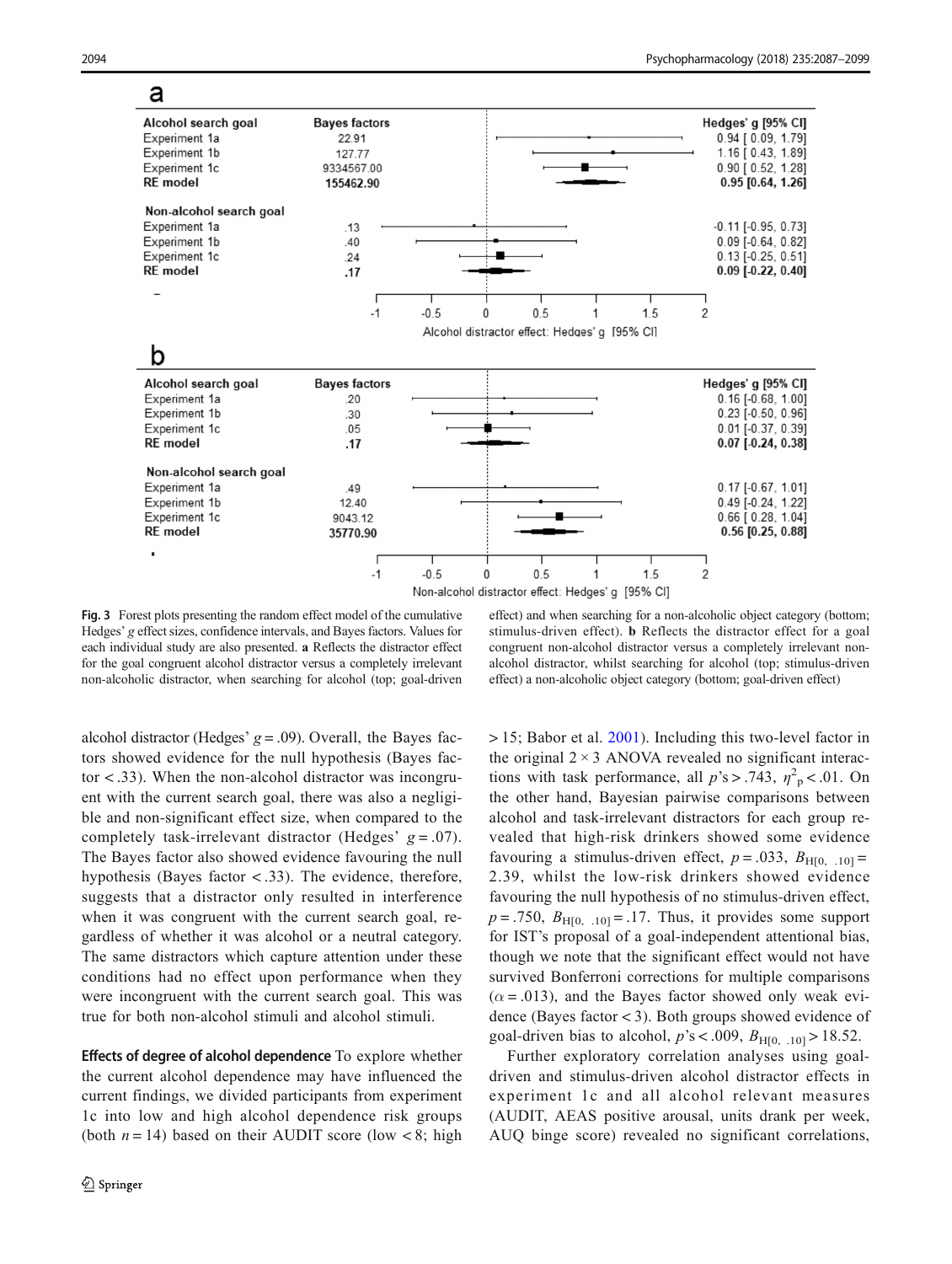**a**

| Alcohol search goal | Bayes factors | Hedges' g [95% CI] |
|---|---|---|
| Experiment 1a | 22.91 | 0.94 [ 0.09, 1.79] |
| Experiment 1b | 127.77 | 1.16 [ 0.43, 1.89] |
| Experiment 1c | 9334567.00 | 0.90 [ 0.52, 1.28] |
| **RE model** | **155462.90** | **0.95 [0.64, 1.26]** |

| Non-alcohol search goal | Bayes factors | Hedges' g [95% CI] |
|---|---|---|
| Experiment 1a | .13 | -0.11 [-0.95, 0.73] |
| Experiment 1b | .40 | 0.09 [-0.64, 0.82] |
| Experiment 1c | .24 | 0.13 [-0.25, 0.51] |
| **RE model** | **.17** | **0.09 [-0.22, 0.40]** |

Alcohol distractor effect: Hedges' g [95% CI]

**b**

| Alcohol search goal | Bayes factors | Hedges' g [95% CI] |
|---|---|---|
| Experiment 1a | .20 | 0.16 [-0.68, 1.00] |
| Experiment 1b | .30 | 0.23 [-0.50, 0.96] |
| Experiment 1c | .05 | 0.01 [-0.37, 0.39] |
| **RE model** | **.17** | **0.07 [-0.24, 0.38]** |

| Non-alcohol search goal | Bayes factors | Hedges' g [95% CI] |
|---|---|---|
| Experiment 1a | .49 | 0.17 [-0.67, 1.01] |
| Experiment 1b | 12.40 | 0.49 [-0.24, 1.22] |
| Experiment 1c | 9043.12 | 0.66 [ 0.28, 1.04] |
| **RE model** | **35770.90** | **0.56 [0.25, 0.88]** |

Non-alcohol distractor effect: Hedges' g [95% CI]

**Fig. 3** Forest plots presenting the random effect model of the cumulative Hedges' $g$ effect sizes, confidence intervals, and Bayes factors. Values for each individual study are also presented. **a** Reflects the distractor effect for the goal congruent alcohol distractor versus a completely irrelevant non-alcoholic distractor, when searching for alcohol (top; goal-driven effect) and when searching for a non-alcoholic object category (bottom; stimulus-driven effect). **b** Reflects the distractor effect for a goal congruent non-alcohol distractor versus a completely irrelevant non-alcoholic distractor, whilst searching for alcohol (top; stimulus-driven effect) a non-alcoholic object category (bottom; goal-driven effect)

alcohol distractor (Hedges' $g = .09$). Overall, the Bayes factors showed evidence for the null hypothesis (Bayes factor $< .33$). When the non-alcohol distractor was incongruent with the current search goal, there was also a negligible and non-significant effect size, when compared to the completely task-irrelevant distractor (Hedges' $g = .07$). The Bayes factor also showed evidence favouring the null hypothesis (Bayes factor $< .33$). The evidence, therefore, suggests that a distractor only resulted in interference when it was congruent with the current search goal, regardless of whether it was alcohol or a neutral category. The same distractors which capture attention under these conditions had no effect upon performance when they were incongruent with the current search goal. This was true for both non-alcohol stimuli and alcohol stimuli.

**Effects of degree of alcohol dependence** To explore whether the current alcohol dependence may have influenced the current findings, we divided participants from experiment 1c into low and high alcohol dependence risk groups (both $n = 14$) based on their AUDIT score (low $< 8$; high $> 15$; Babor et al. 2001). Including this two-level factor in the original $2 \times 3$ ANOVA revealed no significant interactions with task performance, all $p$'s $> .743$, $\eta^2_p < .01$. On the other hand, Bayesian pairwise comparisons between alcohol and task-irrelevant distractors for each group revealed that high-risk drinkers showed some evidence favouring a stimulus-driven effect, $p = .033$, $B_{H[0,\ .10]} = 2.39$, whilst the low-risk drinkers showed evidence favouring the null hypothesis of no stimulus-driven effect, $p = .750$, $B_{H[0,\ .10]} = .17$. Thus, it provides some support for IST's proposal of a goal-independent attentional bias, though we note that the significant effect would not have survived Bonferroni corrections for multiple comparisons ($\alpha = .013$), and the Bayes factor showed only weak evidence (Bayes factor $< 3$). Both groups showed evidence of goal-driven bias to alcohol, $p$'s $< .009$, $B_{H[0,\ .10]} > 18.52$.

Further exploratory correlation analyses using goal-driven and stimulus-driven alcohol distractor effects in experiment 1c and all alcohol relevant measures (AUDIT, AEAS positive arousal, units drank per week, AUQ binge score) revealed no significant correlations,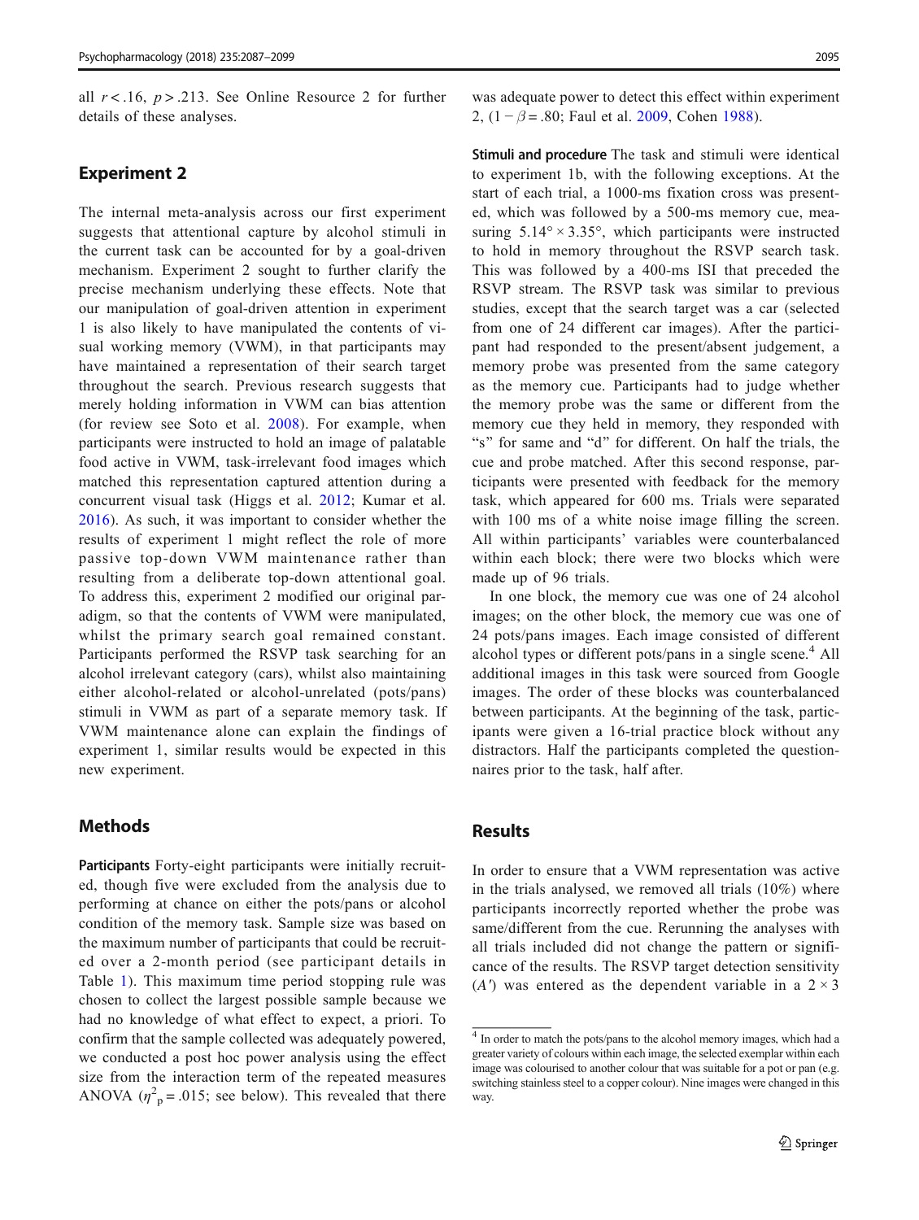all $r < .16$, $p > .213$. See Online Resource 2 for further details of these analyses.

## Experiment 2

The internal meta-analysis across our first experiment suggests that attentional capture by alcohol stimuli in the current task can be accounted for by a goal-driven mechanism. Experiment 2 sought to further clarify the precise mechanism underlying these effects. Note that our manipulation of goal-driven attention in experiment 1 is also likely to have manipulated the contents of visual working memory (VWM), in that participants may have maintained a representation of their search target throughout the search. Previous research suggests that merely holding information in VWM can bias attention (for review see Soto et al. 2008). For example, when participants were instructed to hold an image of palatable food active in VWM, task-irrelevant food images which matched this representation captured attention during a concurrent visual task (Higgs et al. 2012; Kumar et al. 2016). As such, it was important to consider whether the results of experiment 1 might reflect the role of more passive top-down VWM maintenance rather than resulting from a deliberate top-down attentional goal. To address this, experiment 2 modified our original paradigm, so that the contents of VWM were manipulated, whilst the primary search goal remained constant. Participants performed the RSVP task searching for an alcohol irrelevant category (cars), whilst also maintaining either alcohol-related or alcohol-unrelated (pots/pans) stimuli in VWM as part of a separate memory task. If VWM maintenance alone can explain the findings of experiment 1, similar results would be expected in this new experiment.

### Methods

**Participants** Forty-eight participants were initially recruited, though five were excluded from the analysis due to performing at chance on either the pots/pans or alcohol condition of the memory task. Sample size was based on the maximum number of participants that could be recruited over a 2-month period (see participant details in Table 1). This maximum time period stopping rule was chosen to collect the largest possible sample because we had no knowledge of what effect to expect, a priori. To confirm that the sample collected was adequately powered, we conducted a post hoc power analysis using the effect size from the interaction term of the repeated measures ANOVA ($\eta^2_p = .015$; see below). This revealed that there was adequate power to detect this effect within experiment 2, ($1 - \beta = .80$; Faul et al. 2009, Cohen 1988).

**Stimuli and procedure** The task and stimuli were identical to experiment 1b, with the following exceptions. At the start of each trial, a 1000-ms fixation cross was presented, which was followed by a 500-ms memory cue, measuring $5.14° \times 3.35°$, which participants were instructed to hold in memory throughout the RSVP search task. This was followed by a 400-ms ISI that preceded the RSVP stream. The RSVP task was similar to previous studies, except that the search target was a car (selected from one of 24 different car images). After the participant had responded to the present/absent judgement, a memory probe was presented from the same category as the memory cue. Participants had to judge whether the memory probe was the same or different from the memory cue they held in memory, they responded with "s" for same and "d" for different. On half the trials, the cue and probe matched. After this second response, participants were presented with feedback for the memory task, which appeared for 600 ms. Trials were separated with 100 ms of a white noise image filling the screen. All within participants' variables were counterbalanced within each block; there were two blocks which were made up of 96 trials.

In one block, the memory cue was one of 24 alcohol images; on the other block, the memory cue was one of 24 pots/pans images. Each image consisted of different alcohol types or different pots/pans in a single scene.[4] All additional images in this task were sourced from Google images. The order of these blocks was counterbalanced between participants. At the beginning of the task, participants were given a 16-trial practice block without any distractors. Half the participants completed the questionnaires prior to the task, half after.

### Results

In order to ensure that a VWM representation was active in the trials analysed, we removed all trials (10%) where participants incorrectly reported whether the probe was same/different from the cue. Rerunning the analyses with all trials included did not change the pattern or significance of the results. The RSVP target detection sensitivity ($A'$) was entered as the dependent variable in a $2 \times 3$

---

[4] In order to match the pots/pans to the alcohol memory images, which had a greater variety of colours within each image, the selected exemplar within each image was colourised to another colour that was suitable for a pot or pan (e.g. switching stainless steel to a copper colour). Nine images were changed in this way.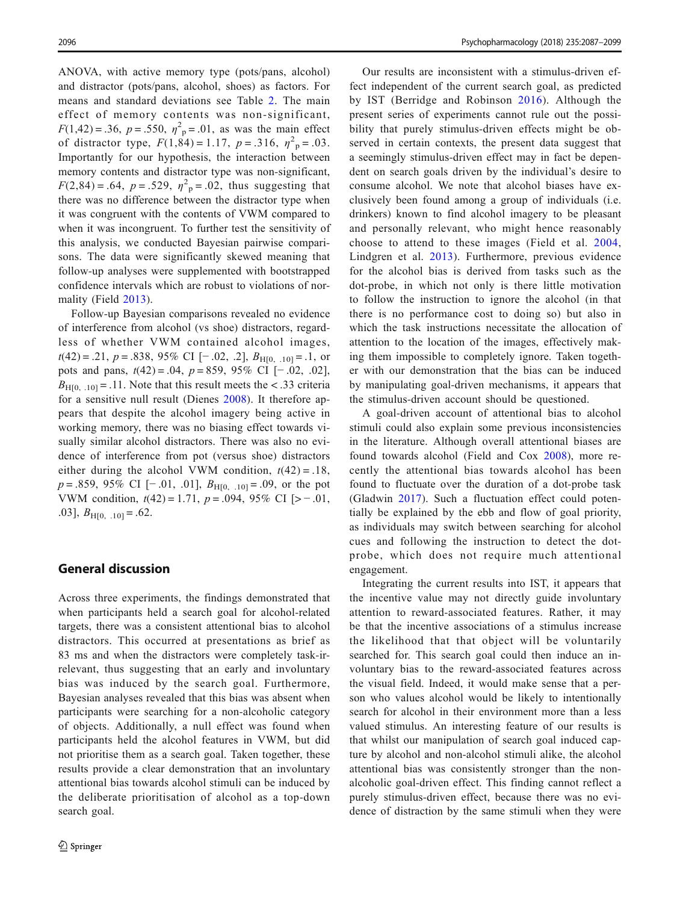ANOVA, with active memory type (pots/pans, alcohol) and distractor (pots/pans, alcohol, shoes) as factors. For means and standard deviations see Table 2. The main effect of memory contents was non-significant, $F(1,42) = .36$, $p = .550$, $\eta^2_p = .01$, as was the main effect of distractor type, $F(1,84) = 1.17$, $p = .316$, $\eta^2_p = .03$. Importantly for our hypothesis, the interaction between memory contents and distractor type was non-significant, $F(2,84) = .64$, $p = .529$, $\eta^2_p = .02$, thus suggesting that there was no difference between the distractor type when it was congruent with the contents of VWM compared to when it was incongruent. To further test the sensitivity of this analysis, we conducted Bayesian pairwise comparisons. The data were significantly skewed meaning that follow-up analyses were supplemented with bootstrapped confidence intervals which are robust to violations of normality (Field 2013).

Follow-up Bayesian comparisons revealed no evidence of interference from alcohol (vs shoe) distractors, regardless of whether VWM contained alcohol images, $t(42) = .21$, $p = .838$, 95% CI [− .02, .2], $B_{H[0,\ .10]} = .1$, or pots and pans, $t(42) = .04$, $p = 859$, 95% CI [− .02, .02], $B_{H[0,\ .10]} = .11$. Note that this result meets the < .33 criteria for a sensitive null result (Dienes 2008). It therefore appears that despite the alcohol imagery being active in working memory, there was no biasing effect towards visually similar alcohol distractors. There was also no evidence of interference from pot (versus shoe) distractors either during the alcohol VWM condition, $t(42) = .18$, $p = .859$, 95% CI [− .01, .01], $B_{H[0,\ .10]} = .09$, or the pot VWM condition, $t(42) = 1.71$, $p = .094$, 95% CI [> − .01, .03], $B_{H[0,\ .10]} = .62$.

## General discussion

Across three experiments, the findings demonstrated that when participants held a search goal for alcohol-related targets, there was a consistent attentional bias to alcohol distractors. This occurred at presentations as brief as 83 ms and when the distractors were completely task-irrelevant, thus suggesting that an early and involuntary bias was induced by the search goal. Furthermore, Bayesian analyses revealed that this bias was absent when participants were searching for a non-alcoholic category of objects. Additionally, a null effect was found when participants held the alcohol features in VWM, but did not prioritise them as a search goal. Taken together, these results provide a clear demonstration that an involuntary attentional bias towards alcohol stimuli can be induced by the deliberate prioritisation of alcohol as a top-down search goal.

Our results are inconsistent with a stimulus-driven effect independent of the current search goal, as predicted by IST (Berridge and Robinson 2016). Although the present series of experiments cannot rule out the possibility that purely stimulus-driven effects might be observed in certain contexts, the present data suggest that a seemingly stimulus-driven effect may in fact be dependent on search goals driven by the individual's desire to consume alcohol. We note that alcohol biases have exclusively been found among a group of individuals (i.e. drinkers) known to find alcohol imagery to be pleasant and personally relevant, who might hence reasonably choose to attend to these images (Field et al. 2004, Lindgren et al. 2013). Furthermore, previous evidence for the alcohol bias is derived from tasks such as the dot-probe, in which not only is there little motivation to follow the instruction to ignore the alcohol (in that there is no performance cost to doing so) but also in which the task instructions necessitate the allocation of attention to the location of the images, effectively making them impossible to completely ignore. Taken together with our demonstration that the bias can be induced by manipulating goal-driven mechanisms, it appears that the stimulus-driven account should be questioned.

A goal-driven account of attentional bias to alcohol stimuli could also explain some previous inconsistencies in the literature. Although overall attentional biases are found towards alcohol (Field and Cox 2008), more recently the attentional bias towards alcohol has been found to fluctuate over the duration of a dot-probe task (Gladwin 2017). Such a fluctuation effect could potentially be explained by the ebb and flow of goal priority, as individuals may switch between searching for alcohol cues and following the instruction to detect the dot-probe, which does not require much attentional engagement.

Integrating the current results into IST, it appears that the incentive value may not directly guide involuntary attention to reward-associated features. Rather, it may be that the incentive associations of a stimulus increase the likelihood that that object will be voluntarily searched for. This search goal could then induce an involuntary bias to the reward-associated features across the visual field. Indeed, it would make sense that a person who values alcohol would be likely to intentionally search for alcohol in their environment more than a less valued stimulus. An interesting feature of our results is that whilst our manipulation of search goal induced capture by alcohol and non-alcohol stimuli alike, the alcohol attentional bias was consistently stronger than the non-alcoholic goal-driven effect. This finding cannot reflect a purely stimulus-driven effect, because there was no evidence of distraction by the same stimuli when they were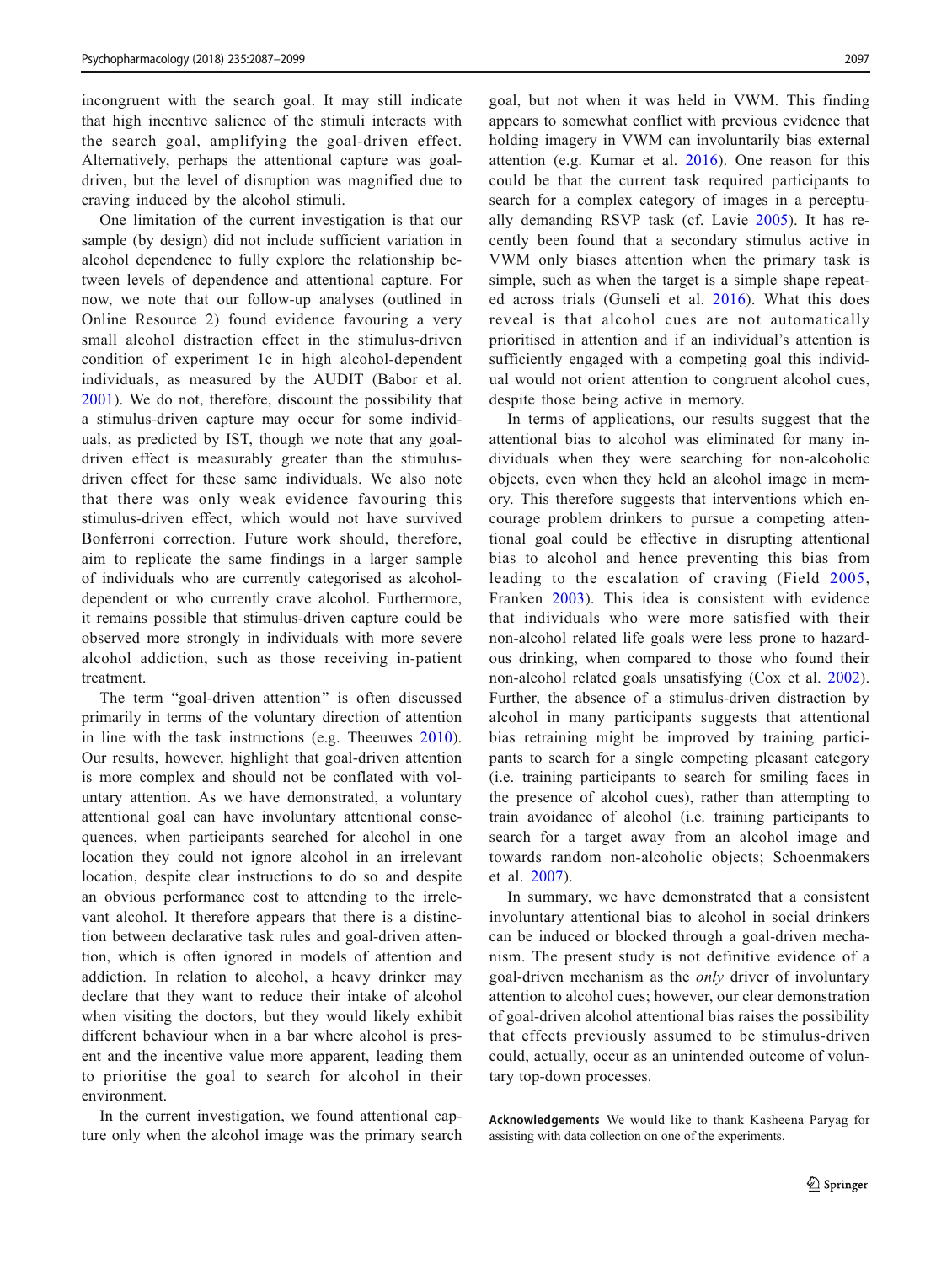incongruent with the search goal. It may still indicate that high incentive salience of the stimuli interacts with the search goal, amplifying the goal-driven effect. Alternatively, perhaps the attentional capture was goal-driven, but the level of disruption was magnified due to craving induced by the alcohol stimuli.

One limitation of the current investigation is that our sample (by design) did not include sufficient variation in alcohol dependence to fully explore the relationship between levels of dependence and attentional capture. For now, we note that our follow-up analyses (outlined in Online Resource 2) found evidence favouring a very small alcohol distraction effect in the stimulus-driven condition of experiment 1c in high alcohol-dependent individuals, as measured by the AUDIT (Babor et al. 2001). We do not, therefore, discount the possibility that a stimulus-driven capture may occur for some individuals, as predicted by IST, though we note that any goal-driven effect is measurably greater than the stimulus-driven effect for these same individuals. We also note that there was only weak evidence favouring this stimulus-driven effect, which would not have survived Bonferroni correction. Future work should, therefore, aim to replicate the same findings in a larger sample of individuals who are currently categorised as alcohol-dependent or who currently crave alcohol. Furthermore, it remains possible that stimulus-driven capture could be observed more strongly in individuals with more severe alcohol addiction, such as those receiving in-patient treatment.

The term "goal-driven attention" is often discussed primarily in terms of the voluntary direction of attention in line with the task instructions (e.g. Theeuwes 2010). Our results, however, highlight that goal-driven attention is more complex and should not be conflated with voluntary attention. As we have demonstrated, a voluntary attentional goal can have involuntary attentional consequences, when participants searched for alcohol in one location they could not ignore alcohol in an irrelevant location, despite clear instructions to do so and despite an obvious performance cost to attending to the irrelevant alcohol. It therefore appears that there is a distinction between declarative task rules and goal-driven attention, which is often ignored in models of attention and addiction. In relation to alcohol, a heavy drinker may declare that they want to reduce their intake of alcohol when visiting the doctors, but they would likely exhibit different behaviour when in a bar where alcohol is present and the incentive value more apparent, leading them to prioritise the goal to search for alcohol in their environment.

In the current investigation, we found attentional capture only when the alcohol image was the primary search goal, but not when it was held in VWM. This finding appears to somewhat conflict with previous evidence that holding imagery in VWM can involuntarily bias external attention (e.g. Kumar et al. 2016). One reason for this could be that the current task required participants to search for a complex category of images in a perceptually demanding RSVP task (cf. Lavie 2005). It has recently been found that a secondary stimulus active in VWM only biases attention when the primary task is simple, such as when the target is a simple shape repeated across trials (Gunseli et al. 2016). What this does reveal is that alcohol cues are not automatically prioritised in attention and if an individual's attention is sufficiently engaged with a competing goal this individual would not orient attention to congruent alcohol cues, despite those being active in memory.

In terms of applications, our results suggest that the attentional bias to alcohol was eliminated for many individuals when they were searching for non-alcoholic objects, even when they held an alcohol image in memory. This therefore suggests that interventions which encourage problem drinkers to pursue a competing attentional goal could be effective in disrupting attentional bias to alcohol and hence preventing this bias from leading to the escalation of craving (Field 2005, Franken 2003). This idea is consistent with evidence that individuals who were more satisfied with their non-alcohol related life goals were less prone to hazardous drinking, when compared to those who found their non-alcohol related goals unsatisfying (Cox et al. 2002). Further, the absence of a stimulus-driven distraction by alcohol in many participants suggests that attentional bias retraining might be improved by training participants to search for a single competing pleasant category (i.e. training participants to search for smiling faces in the presence of alcohol cues), rather than attempting to train avoidance of alcohol (i.e. training participants to search for a target away from an alcohol image and towards random non-alcoholic objects; Schoenmakers et al. 2007).

In summary, we have demonstrated that a consistent involuntary attentional bias to alcohol in social drinkers can be induced or blocked through a goal-driven mechanism. The present study is not definitive evidence of a goal-driven mechanism as the *only* driver of involuntary attention to alcohol cues; however, our clear demonstration of goal-driven alcohol attentional bias raises the possibility that effects previously assumed to be stimulus-driven could, actually, occur as an unintended outcome of voluntary top-down processes.

**Acknowledgements** We would like to thank Kasheena Paryag for assisting with data collection on one of the experiments.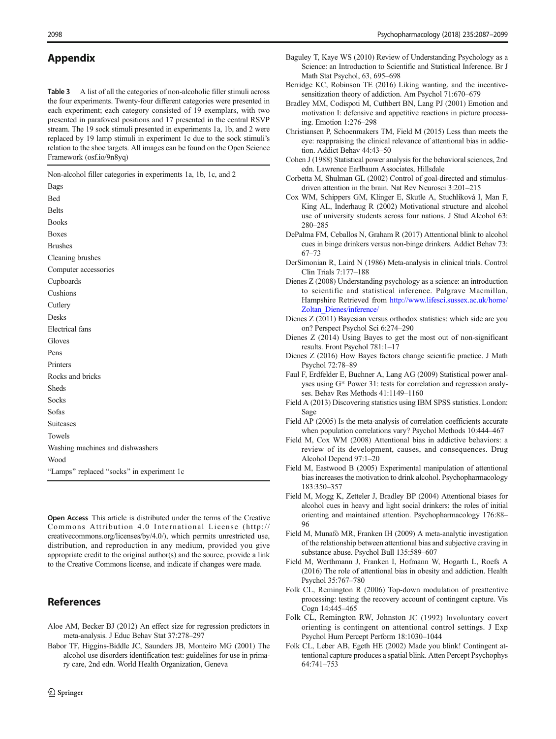## Appendix

**Table 3** A list of all the categories of non-alcoholic filler stimuli across the four experiments. Twenty-four different categories were presented in each experiment; each category consisted of 19 exemplars, with two presented in parafoveal positions and 17 presented in the central RSVP stream. The 19 sock stimuli presented in experiments 1a, 1b, and 2 were replaced by 19 lamp stimuli in experiment 1c due to the sock stimuli's relation to the shoe targets. All images can be found on the Open Science Framework (osf.io/9n8yq)

| Non-alcohol filler categories in experiments 1a, 1b, 1c, and 2 |
| --- |
| Bags |
| Bed |
| Belts |
| Books |
| Boxes |
| Brushes |
| Cleaning brushes |
| Computer accessories |
| Cupboards |
| Cushions |
| Cutlery |
| Desks |
| Electrical fans |
| Gloves |
| Pens |
| Printers |
| Rocks and bricks |
| Sheds |
| Socks |
| Sofas |
| Suitcases |
| Towels |
| Washing machines and dishwashers |
| Wood |
| "Lamps" replaced "socks" in experiment 1c |

**Open Access** This article is distributed under the terms of the Creative Commons Attribution 4.0 International License (http://creativecommons.org/licenses/by/4.0/), which permits unrestricted use, distribution, and reproduction in any medium, provided you give appropriate credit to the original author(s) and the source, provide a link to the Creative Commons license, and indicate if changes were made.

## References

Aloe AM, Becker BJ (2012) An effect size for regression predictors in meta-analysis. J Educ Behav Stat 37:278–297

Babor TF, Higgins-Biddle JC, Saunders JB, Monteiro MG (2001) The alcohol use disorders identification test: guidelines for use in primary care, 2nd edn. World Health Organization, Geneva

Baguley T, Kaye WS (2010) Review of Understanding Psychology as a Science: an Introduction to Scientific and Statistical Inference. Br J Math Stat Psychol, 63, 695–698

Berridge KC, Robinson TE (2016) Liking wanting, and the incentive-sensitization theory of addiction. Am Psychol 71:670–679

Bradley MM, Codispoti M, Cuthbert BN, Lang PJ (2001) Emotion and motivation I: defensive and appetitive reactions in picture processing. Emotion 1:276–298

Christiansen P, Schoenmakers TM, Field M (2015) Less than meets the eye: reappraising the clinical relevance of attentional bias in addiction. Addict Behav 44:43–50

Cohen J (1988) Statistical power analysis for the behavioral sciences, 2nd edn. Lawrence Earlbaum Associates, Hillsdale

Corbetta M, Shulman GL (2002) Control of goal-directed and stimulus-driven attention in the brain. Nat Rev Neurosci 3:201–215

Cox WM, Schippers GM, Klinger E, Skutle A, Stuchlíková I, Man F, King AL, Inderhaug R (2002) Motivational structure and alcohol use of university students across four nations. J Stud Alcohol 63: 280–285

DePalma FM, Ceballos N, Graham R (2017) Attentional blink to alcohol cues in binge drinkers versus non-binge drinkers. Addict Behav 73: 67–73

DerSimonian R, Laird N (1986) Meta-analysis in clinical trials. Control Clin Trials 7:177–188

Dienes Z (2008) Understanding psychology as a science: an introduction to scientific and statistical inference. Palgrave Macmillan, Hampshire Retrieved from http://www.lifesci.sussex.ac.uk/home/Zoltan_Dienes/inference/

Dienes Z (2011) Bayesian versus orthodox statistics: which side are you on? Perspect Psychol Sci 6:274–290

Dienes Z (2014) Using Bayes to get the most out of non-significant results. Front Psychol 781:1–17

Dienes Z (2016) How Bayes factors change scientific practice. J Math Psychol 72:78–89

Faul F, Erdfelder E, Buchner A, Lang AG (2009) Statistical power analyses using G* Power 31: tests for correlation and regression analyses. Behav Res Methods 41:1149–1160

Field A (2013) Discovering statistics using IBM SPSS statistics. London: Sage

Field AP (2005) Is the meta-analysis of correlation coefficients accurate when population correlations vary? Psychol Methods 10:444–467

Field M, Cox WM (2008) Attentional bias in addictive behaviors: a review of its development, causes, and consequences. Drug Alcohol Depend 97:1–20

Field M, Eastwood B (2005) Experimental manipulation of attentional bias increases the motivation to drink alcohol. Psychopharmacology 183:350–357

Field M, Mogg K, Zetteler J, Bradley BP (2004) Attentional biases for alcohol cues in heavy and light social drinkers: the roles of initial orienting and maintained attention. Psychopharmacology 176:88–96

Field M, Munafò MR, Franken IH (2009) A meta-analytic investigation of the relationship between attentional bias and subjective craving in substance abuse. Psychol Bull 135:589–607

Field M, Werthmann J, Franken I, Hofmann W, Hogarth L, Roefs A (2016) The role of attentional bias in obesity and addiction. Health Psychol 35:767–780

Folk CL, Remington R (2006) Top-down modulation of preattentive processing: testing the recovery account of contingent capture. Vis Cogn 14:445–465

Folk CL, Remington RW, Johnston JC (1992) Involuntary covert orienting is contingent on attentional control settings. J Exp Psychol Hum Percept Perform 18:1030–1044

Folk CL, Leber AB, Egeth HE (2002) Made you blink! Contingent attentional capture produces a spatial blink. Atten Percept Psychophys 64:741–753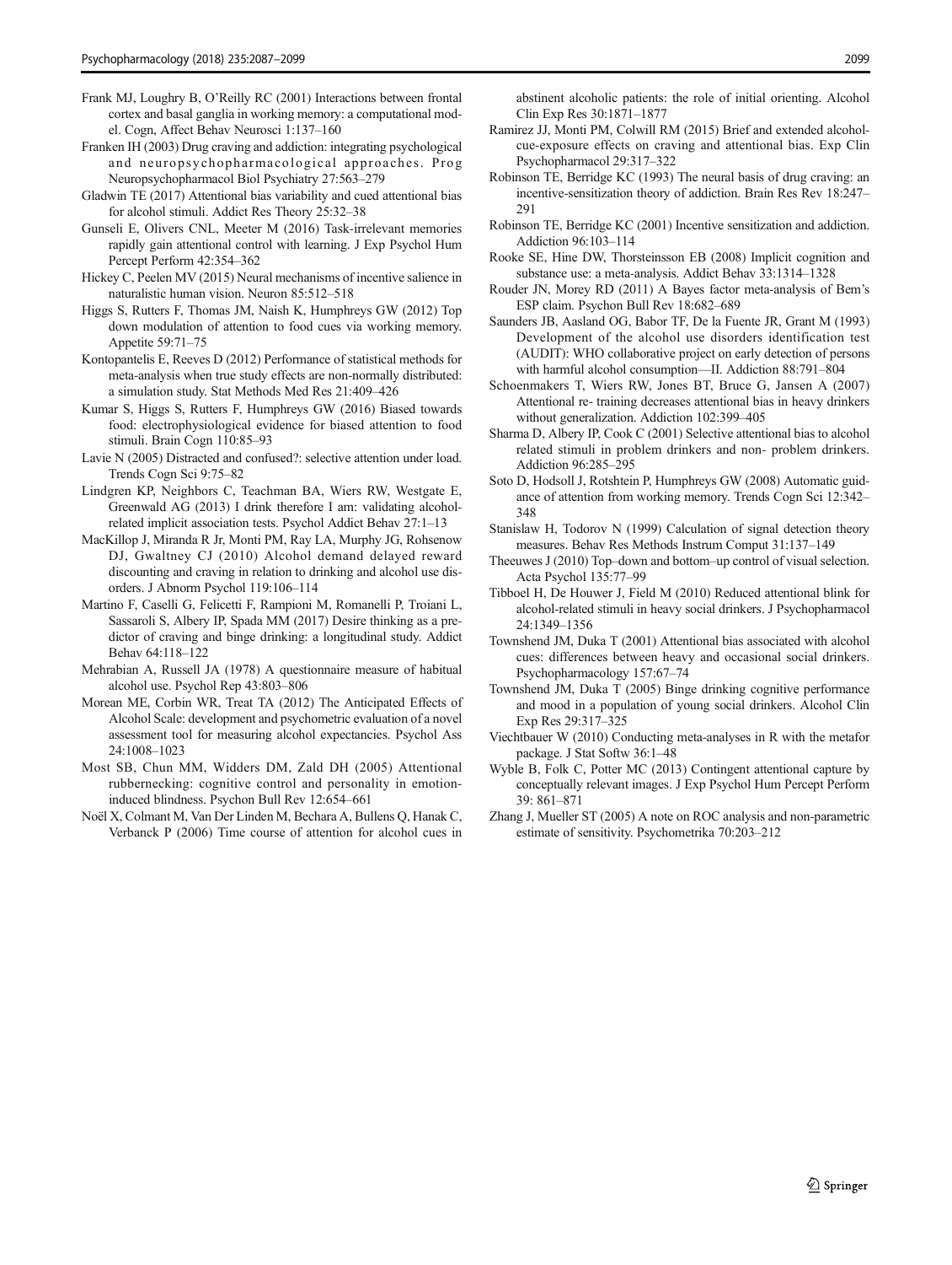Frank MJ, Loughry B, O'Reilly RC (2001) Interactions between frontal cortex and basal ganglia in working memory: a computational model. Cogn, Affect Behav Neurosci 1:137–160

Franken IH (2003) Drug craving and addiction: integrating psychological and neuropsychopharmacological approaches. Prog Neuropsychopharmacol Biol Psychiatry 27:563–279

Gladwin TE (2017) Attentional bias variability and cued attentional bias for alcohol stimuli. Addict Res Theory 25:32–38

Gunseli E, Olivers CNL, Meeter M (2016) Task-irrelevant memories rapidly gain attentional control with learning. J Exp Psychol Hum Percept Perform 42:354–362

Hickey C, Peelen MV (2015) Neural mechanisms of incentive salience in naturalistic human vision. Neuron 85:512–518

Higgs S, Rutters F, Thomas JM, Naish K, Humphreys GW (2012) Top down modulation of attention to food cues via working memory. Appetite 59:71–75

Kontopantelis E, Reeves D (2012) Performance of statistical methods for meta-analysis when true study effects are non-normally distributed: a simulation study. Stat Methods Med Res 21:409–426

Kumar S, Higgs S, Rutters F, Humphreys GW (2016) Biased towards food: electrophysiological evidence for biased attention to food stimuli. Brain Cogn 110:85–93

Lavie N (2005) Distracted and confused?: selective attention under load. Trends Cogn Sci 9:75–82

Lindgren KP, Neighbors C, Teachman BA, Wiers RW, Westgate E, Greenwald AG (2013) I drink therefore I am: validating alcohol-related implicit association tests. Psychol Addict Behav 27:1–13

MacKillop J, Miranda R Jr, Monti PM, Ray LA, Murphy JG, Rohsenow DJ, Gwaltney CJ (2010) Alcohol demand delayed reward discounting and craving in relation to drinking and alcohol use disorders. J Abnorm Psychol 119:106–114

Martino F, Caselli G, Felicetti F, Rampioni M, Romanelli P, Troiani L, Sassaroli S, Albery IP, Spada MM (2017) Desire thinking as a predictor of craving and binge drinking: a longitudinal study. Addict Behav 64:118–122

Mehrabian A, Russell JA (1978) A questionnaire measure of habitual alcohol use. Psychol Rep 43:803–806

Morean ME, Corbin WR, Treat TA (2012) The Anticipated Effects of Alcohol Scale: development and psychometric evaluation of a novel assessment tool for measuring alcohol expectancies. Psychol Ass 24:1008–1023

Most SB, Chun MM, Widders DM, Zald DH (2005) Attentional rubbernecking: cognitive control and personality in emotion-induced blindness. Psychon Bull Rev 12:654–661

Noël X, Colmant M, Van Der Linden M, Bechara A, Bullens Q, Hanak C, Verbanck P (2006) Time course of attention for alcohol cues in abstinent alcoholic patients: the role of initial orienting. Alcohol Clin Exp Res 30:1871–1877

Ramirez JJ, Monti PM, Colwill RM (2015) Brief and extended alcohol-cue-exposure effects on craving and attentional bias. Exp Clin Psychopharmacol 29:317–322

Robinson TE, Berridge KC (1993) The neural basis of drug craving: an incentive-sensitization theory of addiction. Brain Res Rev 18:247–291

Robinson TE, Berridge KC (2001) Incentive sensitization and addiction. Addiction 96:103–114

Rooke SE, Hine DW, Thorsteinsson EB (2008) Implicit cognition and substance use: a meta-analysis. Addict Behav 33:1314–1328

Rouder JN, Morey RD (2011) A Bayes factor meta-analysis of Bem's ESP claim. Psychon Bull Rev 18:682–689

Saunders JB, Aasland OG, Babor TF, De la Fuente JR, Grant M (1993) Development of the alcohol use disorders identification test (AUDIT): WHO collaborative project on early detection of persons with harmful alcohol consumption—II. Addiction 88:791–804

Schoenmakers T, Wiers RW, Jones BT, Bruce G, Jansen A (2007) Attentional re- training decreases attentional bias in heavy drinkers without generalization. Addiction 102:399–405

Sharma D, Albery IP, Cook C (2001) Selective attentional bias to alcohol related stimuli in problem drinkers and non- problem drinkers. Addiction 96:285–295

Soto D, Hodsoll J, Rotshtein P, Humphreys GW (2008) Automatic guidance of attention from working memory. Trends Cogn Sci 12:342–348

Stanislaw H, Todorov N (1999) Calculation of signal detection theory measures. Behav Res Methods Instrum Comput 31:137–149

Theeuwes J (2010) Top–down and bottom–up control of visual selection. Acta Psychol 135:77–99

Tibboel H, De Houwer J, Field M (2010) Reduced attentional blink for alcohol-related stimuli in heavy social drinkers. J Psychopharmacol 24:1349–1356

Townshend JM, Duka T (2001) Attentional bias associated with alcohol cues: differences between heavy and occasional social drinkers. Psychopharmacology 157:67–74

Townshend JM, Duka T (2005) Binge drinking cognitive performance and mood in a population of young social drinkers. Alcohol Clin Exp Res 29:317–325

Viechtbauer W (2010) Conducting meta-analyses in R with the metafor package. J Stat Softw 36:1–48

Wyble B, Folk C, Potter MC (2013) Contingent attentional capture by conceptually relevant images. J Exp Psychol Hum Percept Perform 39: 861–871

Zhang J, Mueller ST (2005) A note on ROC analysis and non-parametric estimate of sensitivity. Psychometrika 70:203–212